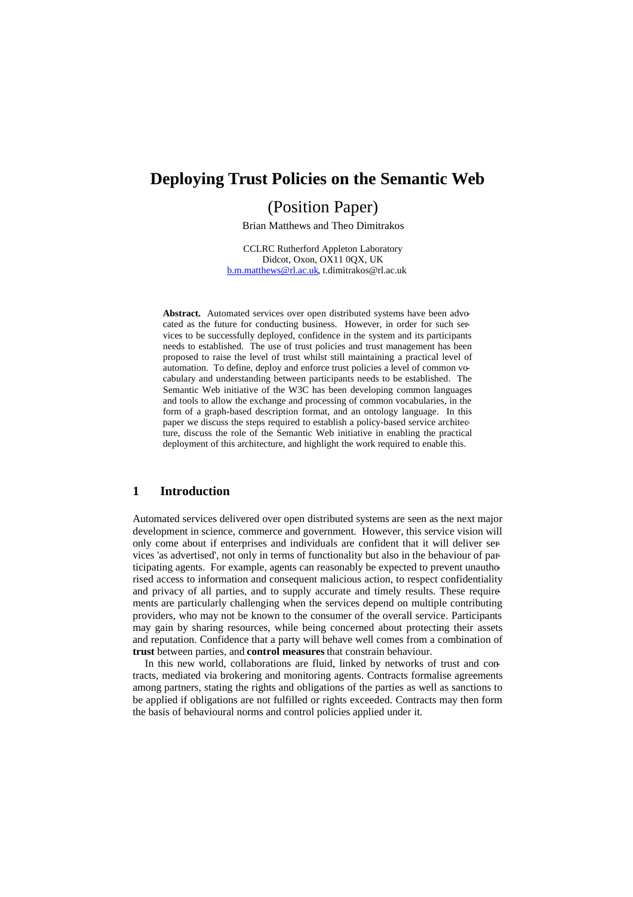# Deploying Trust Policies on the Semantic Web

## (Position Paper)

Brian Matthews and Theo Dimitrakos

CCLRC Rutherford Appleton Laboratory
Didcot, Oxon, OX11 0QX, UK
b.m.matthews@rl.ac.uk, t.dimitrakos@rl.ac.uk

**Abstract.** Automated services over open distributed systems have been advocated as the future for conducting business. However, in order for such services to be successfully deployed, confidence in the system and its participants needs to established. The use of trust policies and trust management has been proposed to raise the level of trust whilst still maintaining a practical level of automation. To define, deploy and enforce trust policies a level of common vocabulary and understanding between participants needs to be established. The Semantic Web initiative of the W3C has been developing common languages and tools to allow the exchange and processing of common vocabularies, in the form of a graph-based description format, and an ontology language. In this paper we discuss the steps required to establish a policy-based service architecture, discuss the role of the Semantic Web initiative in enabling the practical deployment of this architecture, and highlight the work required to enable this.

## 1 Introduction

Automated services delivered over open distributed systems are seen as the next major development in science, commerce and government. However, this service vision will only come about if enterprises and individuals are confident that it will deliver services 'as advertised', not only in terms of functionality but also in the behaviour of participating agents. For example, agents can reasonably be expected to prevent unauthorised access to information and consequent malicious action, to respect confidentiality and privacy of all parties, and to supply accurate and timely results. These requirements are particularly challenging when the services depend on multiple contributing providers, who may not be known to the consumer of the overall service. Participants may gain by sharing resources, while being concerned about protecting their assets and reputation. Confidence that a party will behave well comes from a combination of **trust** between parties, and **control measures** that constrain behaviour.

In this new world, collaborations are fluid, linked by networks of trust and contracts, mediated via brokering and monitoring agents. Contracts formalise agreements among partners, stating the rights and obligations of the parties as well as sanctions to be applied if obligations are not fulfilled or rights exceeded. Contracts may then form the basis of behavioural norms and control policies applied under it.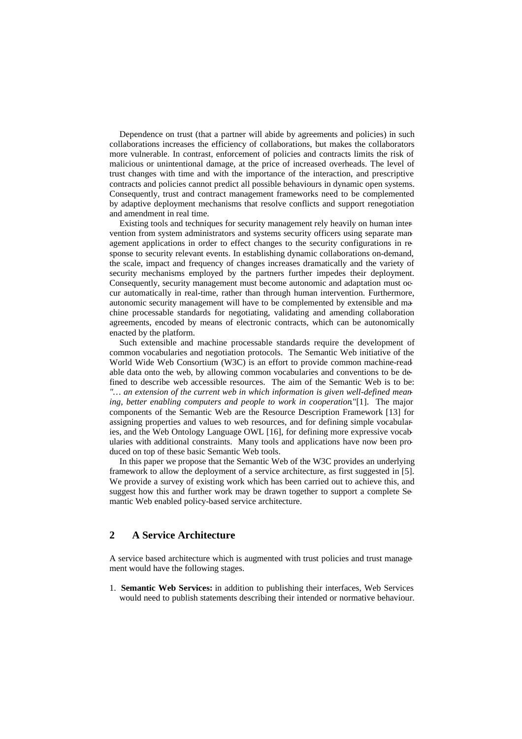Dependence on trust (that a partner will abide by agreements and policies) in such collaborations increases the efficiency of collaborations, but makes the collaborators more vulnerable. In contrast, enforcement of policies and contracts limits the risk of malicious or unintentional damage, at the price of increased overheads. The level of trust changes with time and with the importance of the interaction, and prescriptive contracts and policies cannot predict all possible behaviours in dynamic open systems. Consequently, trust and contract management frameworks need to be complemented by adaptive deployment mechanisms that resolve conflicts and support renegotiation and amendment in real time.

Existing tools and techniques for security management rely heavily on human intervention from system administrators and systems security officers using separate management applications in order to effect changes to the security configurations in response to security relevant events. In establishing dynamic collaborations on-demand, the scale, impact and frequency of changes increases dramatically and the variety of security mechanisms employed by the partners further impedes their deployment. Consequently, security management must become autonomic and adaptation must occur automatically in real-time, rather than through human intervention. Furthermore, autonomic security management will have to be complemented by extensible and machine processable standards for negotiating, validating and amending collaboration agreements, encoded by means of electronic contracts, which can be autonomically enacted by the platform.

Such extensible and machine processable standards require the development of common vocabularies and negotiation protocols. The Semantic Web initiative of the World Wide Web Consortium (W3C) is an effort to provide common machine-readable data onto the web, by allowing common vocabularies and conventions to be defined to describe web accessible resources. The aim of the Semantic Web is to be: *"… an extension of the current web in which information is given well-defined meaning, better enabling computers and people to work in cooperation.*"[1]. The major components of the Semantic Web are the Resource Description Framework [13] for assigning properties and values to web resources, and for defining simple vocabularies, and the Web Ontology Language OWL [16], for defining more expressive vocabularies with additional constraints. Many tools and applications have now been produced on top of these basic Semantic Web tools.

In this paper we propose that the Semantic Web of the W3C provides an underlying framework to allow the deployment of a service architecture, as first suggested in [5]. We provide a survey of existing work which has been carried out to achieve this, and suggest how this and further work may be drawn together to support a complete Semantic Web enabled policy-based service architecture.

## 2 A Service Architecture

A service based architecture which is augmented with trust policies and trust management would have the following stages.

1. **Semantic Web Services:** in addition to publishing their interfaces, Web Services would need to publish statements describing their intended or normative behaviour.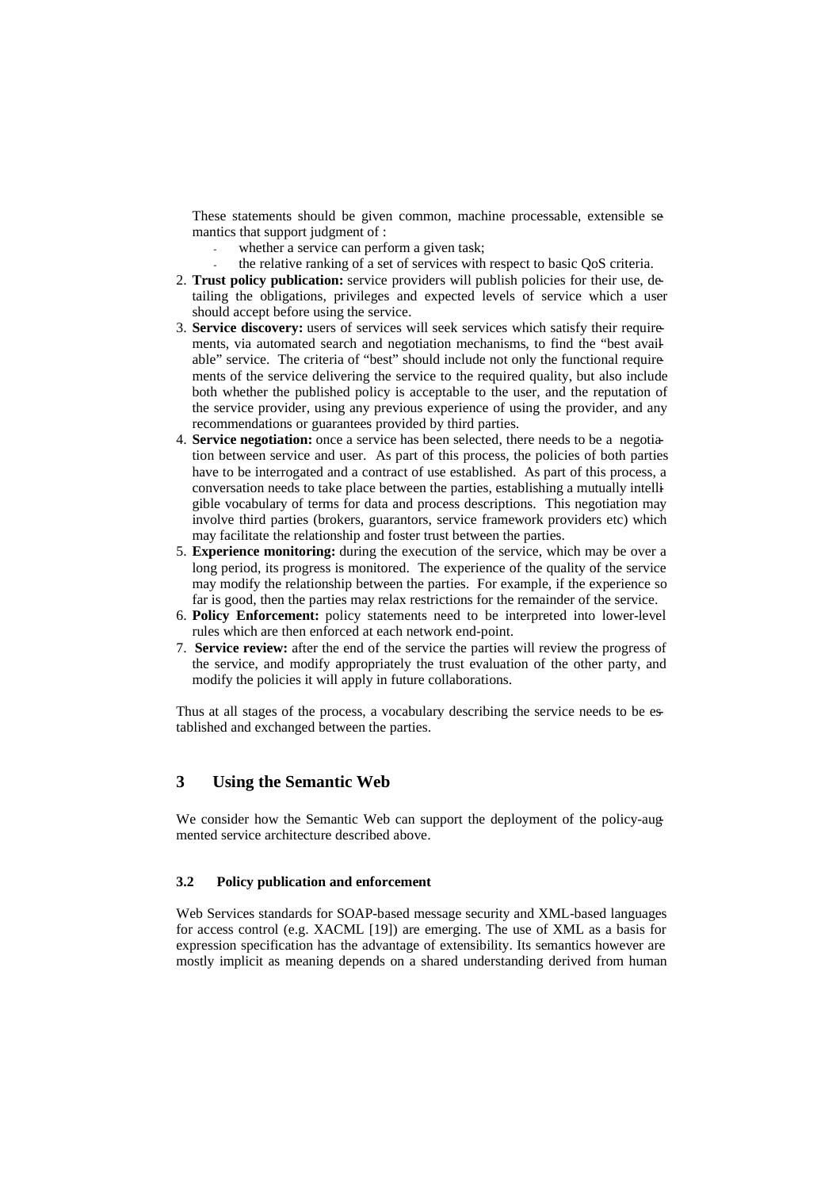These statements should be given common, machine processable, extensible semantics that support judgment of :

- whether a service can perform a given task;
- the relative ranking of a set of services with respect to basic QoS criteria.

2. **Trust policy publication:** service providers will publish policies for their use, detailing the obligations, privileges and expected levels of service which a user should accept before using the service.
3. **Service discovery:** users of services will seek services which satisfy their requirements, via automated search and negotiation mechanisms, to find the "best available" service. The criteria of "best" should include not only the functional requirements of the service delivering the service to the required quality, but also include both whether the published policy is acceptable to the user, and the reputation of the service provider, using any previous experience of using the provider, and any recommendations or guarantees provided by third parties.
4. **Service negotiation:** once a service has been selected, there needs to be a negotiation between service and user. As part of this process, the policies of both parties have to be interrogated and a contract of use established. As part of this process, a conversation needs to take place between the parties, establishing a mutually intelligible vocabulary of terms for data and process descriptions. This negotiation may involve third parties (brokers, guarantors, service framework providers etc) which may facilitate the relationship and foster trust between the parties.
5. **Experience monitoring:** during the execution of the service, which may be over a long period, its progress is monitored. The experience of the quality of the service may modify the relationship between the parties. For example, if the experience so far is good, then the parties may relax restrictions for the remainder of the service.
6. **Policy Enforcement:** policy statements need to be interpreted into lower-level rules which are then enforced at each network end-point.
7. **Service review:** after the end of the service the parties will review the progress of the service, and modify appropriately the trust evaluation of the other party, and modify the policies it will apply in future collaborations.

Thus at all stages of the process, a vocabulary describing the service needs to be established and exchanged between the parties.

## 3 Using the Semantic Web

We consider how the Semantic Web can support the deployment of the policy-augmented service architecture described above.

### 3.2 Policy publication and enforcement

Web Services standards for SOAP-based message security and XML-based languages for access control (e.g. XACML [19]) are emerging. The use of XML as a basis for expression specification has the advantage of extensibility. Its semantics however are mostly implicit as meaning depends on a shared understanding derived from human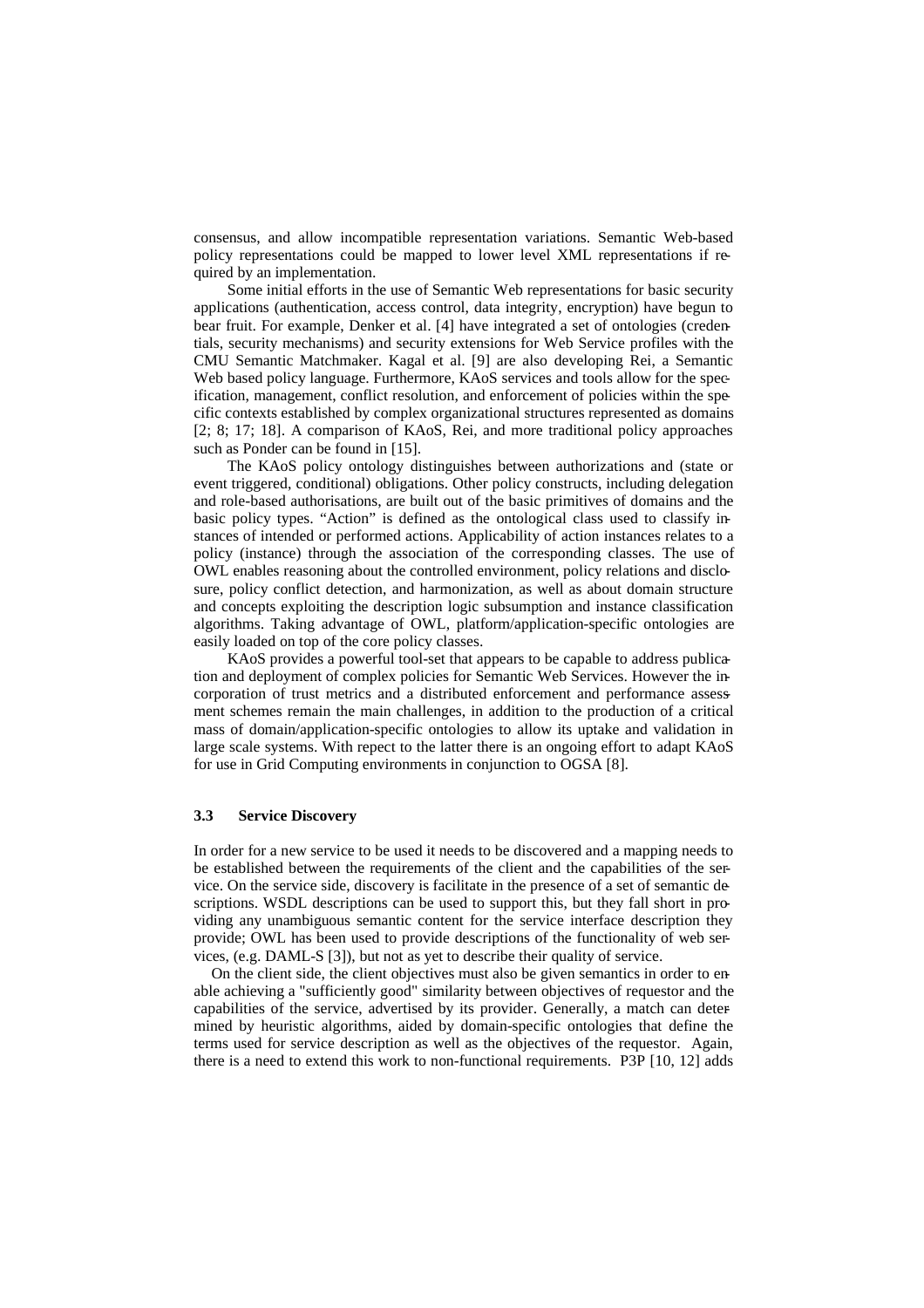consensus, and allow incompatible representation variations. Semantic Web-based policy representations could be mapped to lower level XML representations if required by an implementation.

Some initial efforts in the use of Semantic Web representations for basic security applications (authentication, access control, data integrity, encryption) have begun to bear fruit. For example, Denker et al. [4] have integrated a set of ontologies (credentials, security mechanisms) and security extensions for Web Service profiles with the CMU Semantic Matchmaker. Kagal et al. [9] are also developing Rei, a Semantic Web based policy language. Furthermore, KAoS services and tools allow for the specification, management, conflict resolution, and enforcement of policies within the specific contexts established by complex organizational structures represented as domains [2; 8; 17; 18]. A comparison of KAoS, Rei, and more traditional policy approaches such as Ponder can be found in [15].

The KAoS policy ontology distinguishes between authorizations and (state or event triggered, conditional) obligations. Other policy constructs, including delegation and role-based authorisations, are built out of the basic primitives of domains and the basic policy types. "Action" is defined as the ontological class used to classify instances of intended or performed actions. Applicability of action instances relates to a policy (instance) through the association of the corresponding classes. The use of OWL enables reasoning about the controlled environment, policy relations and disclosure, policy conflict detection, and harmonization, as well as about domain structure and concepts exploiting the description logic subsumption and instance classification algorithms. Taking advantage of OWL, platform/application-specific ontologies are easily loaded on top of the core policy classes.

KAoS provides a powerful tool-set that appears to be capable to address publication and deployment of complex policies for Semantic Web Services. However the incorporation of trust metrics and a distributed enforcement and performance assessment schemes remain the main challenges, in addition to the production of a critical mass of domain/application-specific ontologies to allow its uptake and validation in large scale systems. With repect to the latter there is an ongoing effort to adapt KAoS for use in Grid Computing environments in conjunction to OGSA [8].

### 3.3 Service Discovery

In order for a new service to be used it needs to be discovered and a mapping needs to be established between the requirements of the client and the capabilities of the service. On the service side, discovery is facilitate in the presence of a set of semantic descriptions. WSDL descriptions can be used to support this, but they fall short in providing any unambiguous semantic content for the service interface description they provide; OWL has been used to provide descriptions of the functionality of web services, (e.g. DAML-S [3]), but not as yet to describe their quality of service.

On the client side, the client objectives must also be given semantics in order to enable achieving a "sufficiently good" similarity between objectives of requestor and the capabilities of the service, advertised by its provider. Generally, a match can determined by heuristic algorithms, aided by domain-specific ontologies that define the terms used for service description as well as the objectives of the requestor. Again, there is a need to extend this work to non-functional requirements. P3P [10, 12] adds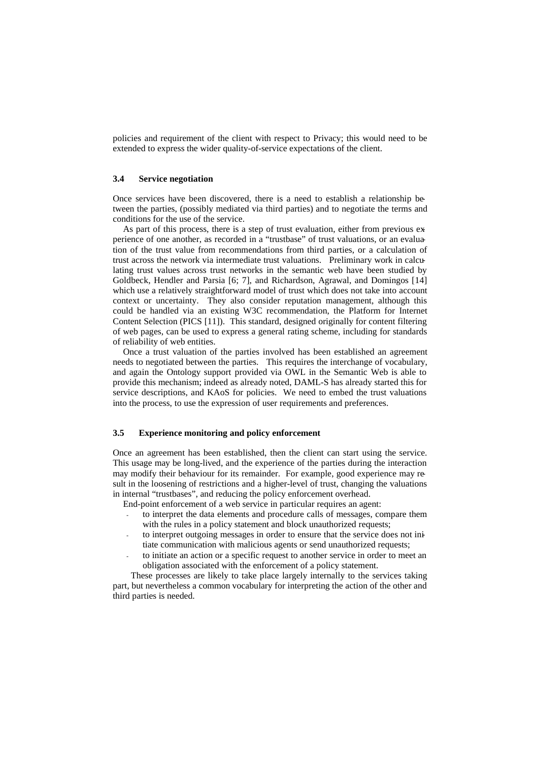policies and requirement of the client with respect to Privacy; this would need to be extended to express the wider quality-of-service expectations of the client.

### 3.4 Service negotiation

Once services have been discovered, there is a need to establish a relationship between the parties, (possibly mediated via third parties) and to negotiate the terms and conditions for the use of the service.

As part of this process, there is a step of trust evaluation, either from previous experience of one another, as recorded in a "trustbase" of trust valuations, or an evaluation of the trust value from recommendations from third parties, or a calculation of trust across the network via intermediate trust valuations. Preliminary work in calculating trust values across trust networks in the semantic web have been studied by Goldbeck, Hendler and Parsia [6; 7], and Richardson, Agrawal, and Domingos [14] which use a relatively straightforward model of trust which does not take into account context or uncertainty. They also consider reputation management, although this could be handled via an existing W3C recommendation, the Platform for Internet Content Selection (PICS [11]). This standard, designed originally for content filtering of web pages, can be used to express a general rating scheme, including for standards of reliability of web entities.

Once a trust valuation of the parties involved has been established an agreement needs to negotiated between the parties. This requires the interchange of vocabulary, and again the Ontology support provided via OWL in the Semantic Web is able to provide this mechanism; indeed as already noted, DAML-S has already started this for service descriptions, and KAoS for policies. We need to embed the trust valuations into the process, to use the expression of user requirements and preferences.

### 3.5 Experience monitoring and policy enforcement

Once an agreement has been established, then the client can start using the service. This usage may be long-lived, and the experience of the parties during the interaction may modify their behaviour for its remainder. For example, good experience may result in the loosening of restrictions and a higher-level of trust, changing the valuations in internal "trustbases", and reducing the policy enforcement overhead.

End-point enforcement of a web service in particular requires an agent:

- to interpret the data elements and procedure calls of messages, compare them with the rules in a policy statement and block unauthorized requests;
- to interpret outgoing messages in order to ensure that the service does not initiate communication with malicious agents or send unauthorized requests;
- to initiate an action or a specific request to another service in order to meet an obligation associated with the enforcement of a policy statement.

These processes are likely to take place largely internally to the services taking part, but nevertheless a common vocabulary for interpreting the action of the other and third parties is needed.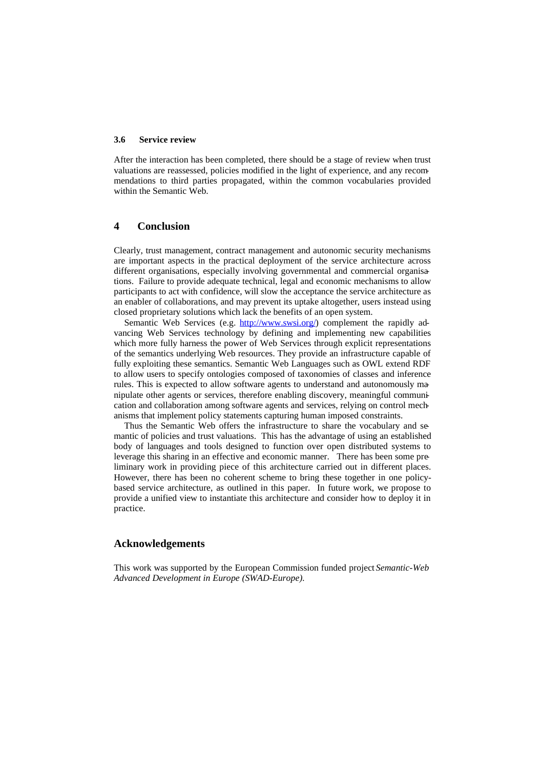### 3.6 Service review

After the interaction has been completed, there should be a stage of review when trust valuations are reassessed, policies modified in the light of experience, and any recommendations to third parties propagated, within the common vocabularies provided within the Semantic Web.

## 4 Conclusion

Clearly, trust management, contract management and autonomic security mechanisms are important aspects in the practical deployment of the service architecture across different organisations, especially involving governmental and commercial organisations. Failure to provide adequate technical, legal and economic mechanisms to allow participants to act with confidence, will slow the acceptance the service architecture as an enabler of collaborations, and may prevent its uptake altogether, users instead using closed proprietary solutions which lack the benefits of an open system.

Semantic Web Services (e.g. http://www.swsi.org/) complement the rapidly advancing Web Services technology by defining and implementing new capabilities which more fully harness the power of Web Services through explicit representations of the semantics underlying Web resources. They provide an infrastructure capable of fully exploiting these semantics. Semantic Web Languages such as OWL extend RDF to allow users to specify ontologies composed of taxonomies of classes and inference rules. This is expected to allow software agents to understand and autonomously manipulate other agents or services, therefore enabling discovery, meaningful communication and collaboration among software agents and services, relying on control mechanisms that implement policy statements capturing human imposed constraints.

Thus the Semantic Web offers the infrastructure to share the vocabulary and semantic of policies and trust valuations. This has the advantage of using an established body of languages and tools designed to function over open distributed systems to leverage this sharing in an effective and economic manner. There has been some preliminary work in providing piece of this architecture carried out in different places. However, there has been no coherent scheme to bring these together in one policy-based service architecture, as outlined in this paper. In future work, we propose to provide a unified view to instantiate this architecture and consider how to deploy it in practice.

## Acknowledgements

This work was supported by the European Commission funded project *Semantic-Web Advanced Development in Europe (SWAD-Europe).*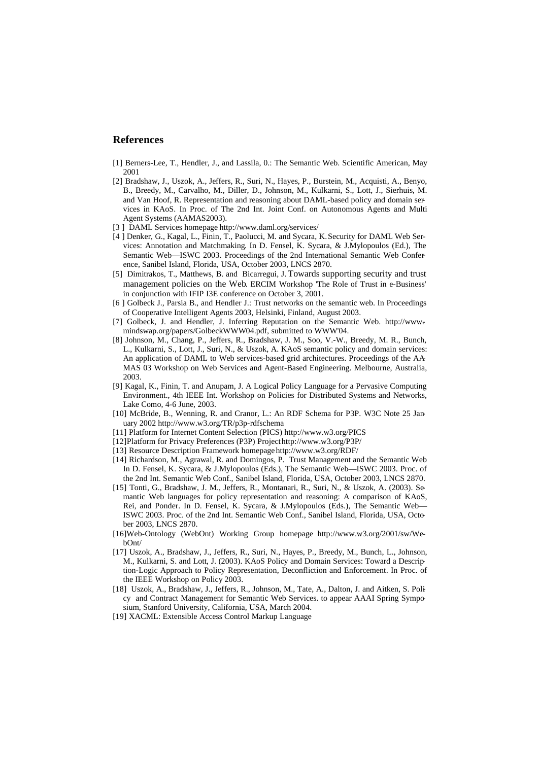## References

[1] Berners-Lee, T., Hendler, J., and Lassila, 0.: The Semantic Web. Scientific American, May 2001

[2] Bradshaw, J., Uszok, A., Jeffers, R., Suri, N., Hayes, P., Burstein, M., Acquisti, A., Benyo, B., Breedy, M., Carvalho, M., Diller, D., Johnson, M., Kulkarni, S., Lott, J., Sierhuis, M. and Van Hoof, R. Representation and reasoning about DAML-based policy and domain services in KAoS. In Proc. of The 2nd Int. Joint Conf. on Autonomous Agents and Multi Agent Systems (AAMAS2003).

[3 ] DAML Services homepage http://www.daml.org/services/

[4 ] Denker, G., Kagal, L., Finin, T., Paolucci, M. and Sycara, K. Security for DAML Web Services: Annotation and Matchmaking. In D. Fensel, K. Sycara, & J.Mylopoulos (Ed.), The Semantic Web—ISWC 2003. Proceedings of the 2nd International Semantic Web Conference, Sanibel Island, Florida, USA, October 2003, LNCS 2870.

[5] Dimitrakos, T., Matthews, B. and Bicarregui, J. Towards supporting security and trust management policies on the Web. ERCIM Workshop 'The Role of Trust in e-Business' in conjunction with IFIP I3E conference on October 3, 2001.

[6 ] Golbeck J., Parsia B., and Hendler J.: Trust networks on the semantic web. In Proceedings of Cooperative Intelligent Agents 2003, Helsinki, Finland, August 2003.

[7] Golbeck, J. and Hendler, J. Inferring Reputation on the Semantic Web. http://www.mindswap.org/papers/GolbeckWWW04.pdf, submitted to WWW'04.

[8] Johnson, M., Chang, P., Jeffers, R., Bradshaw, J. M., Soo, V.-W., Breedy, M. R., Bunch, L., Kulkarni, S., Lott, J., Suri, N., & Uszok, A. KAoS semantic policy and domain services: An application of DAML to Web services-based grid architectures. Proceedings of the AAMAS 03 Workshop on Web Services and Agent-Based Engineering. Melbourne, Australia, 2003.

[9] Kagal, K., Finin, T. and Anupam, J. A Logical Policy Language for a Pervasive Computing Environment., 4th IEEE Int. Workshop on Policies for Distributed Systems and Networks, Lake Como, 4-6 June, 2003.

[10] McBride, B., Wenning, R. and Cranor, L.: An RDF Schema for P3P. W3C Note 25 January 2002 http://www.w3.org/TR/p3p-rdfschema

[11] Platform for Internet Content Selection (PICS) http://www.w3.org/PICS

[12]Platform for Privacy Preferences (P3P) Project http://www.w3.org/P3P/

[13] Resource Description Framework homepage http://www.w3.org/RDF/

[14] Richardson, M., Agrawal, R. and Domingos, P. Trust Management and the Semantic Web In D. Fensel, K. Sycara, & J.Mylopoulos (Eds.), The Semantic Web—ISWC 2003. Proc. of the 2nd Int. Semantic Web Conf., Sanibel Island, Florida, USA, October 2003, LNCS 2870.

[15] Tonti, G., Bradshaw, J. M., Jeffers, R., Montanari, R., Suri, N., & Uszok, A. (2003). Semantic Web languages for policy representation and reasoning: A comparison of KAoS, Rei, and Ponder. In D. Fensel, K. Sycara, & J.Mylopoulos (Eds.), The Semantic Web—ISWC 2003. Proc. of the 2nd Int. Semantic Web Conf., Sanibel Island, Florida, USA, October 2003, LNCS 2870.

[16]Web-Ontology (WebOnt) Working Group homepage http://www.w3.org/2001/sw/WebOnt/

[17] Uszok, A., Bradshaw, J., Jeffers, R., Suri, N., Hayes, P., Breedy, M., Bunch, L., Johnson, M., Kulkarni, S. and Lott, J. (2003). KAoS Policy and Domain Services: Toward a Description-Logic Approach to Policy Representation, Deconfliction and Enforcement. In Proc. of the IEEE Workshop on Policy 2003.

[18] Uszok, A., Bradshaw, J., Jeffers, R., Johnson, M., Tate, A., Dalton, J. and Aitken, S. Policy and Contract Management for Semantic Web Services. to appear AAAI Spring Symposium, Stanford University, California, USA, March 2004.

[19] XACML: Extensible Access Control Markup Language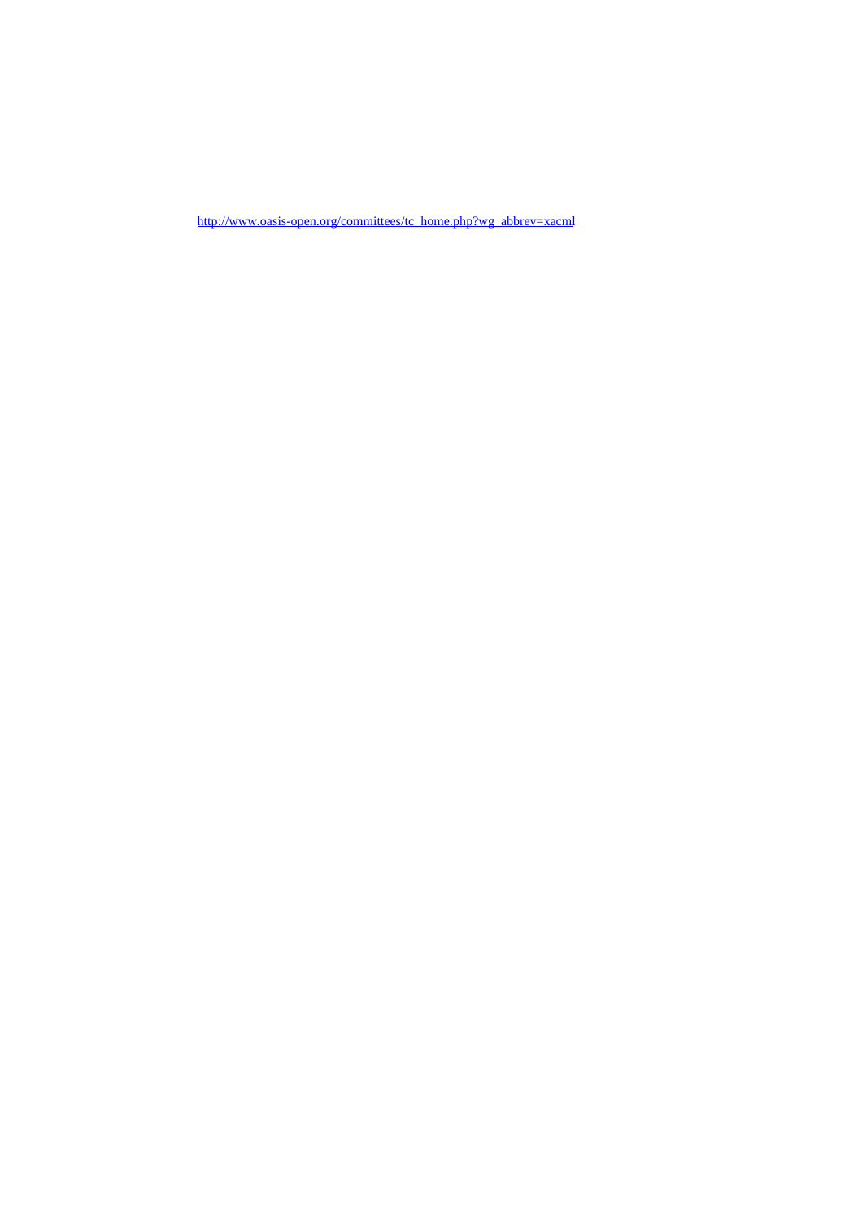http://www.oasis-open.org/committees/tc_home.php?wg_abbrev=xacml